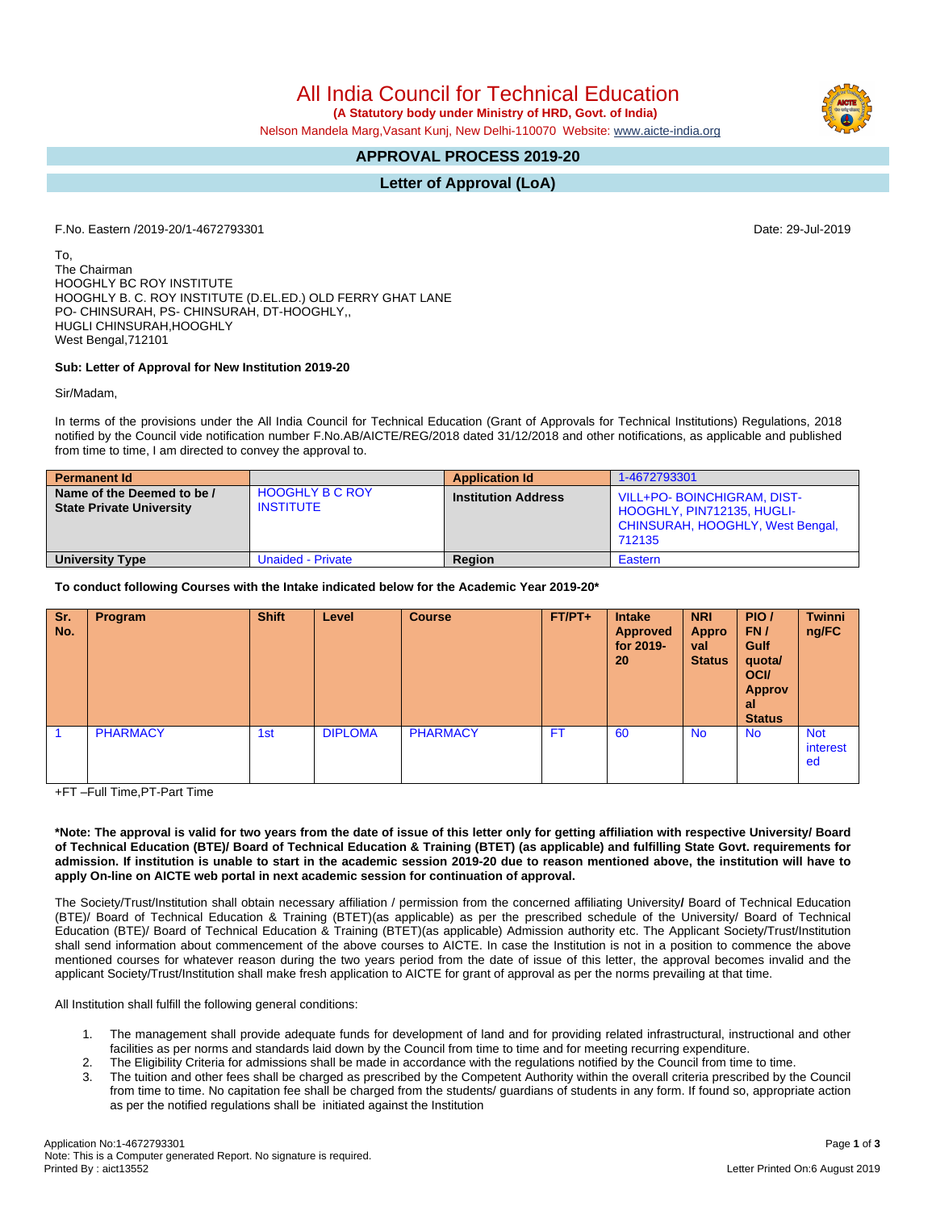# All India Council for Technical Education

**(A Statutory body under Ministry of HRD, Govt. of India)**

Nelson Mandela Marg,Vasant Kunj, New Delhi-110070 Website: www.aicte-india.org

## APPROVAL PROCESS 2019-20

## Letter of Approval (LoA)

F.No. Eastern /2019-20/1-4672793301

Date: 29-Jul-2019

To,
The Chairman
HOOGHLY BC ROY INSTITUTE
HOOGHLY B. C. ROY INSTITUTE (D.EL.ED.) OLD FERRY GHAT LANE
PO- CHINSURAH, PS- CHINSURAH, DT-HOOGHLY,,
HUGLI CHINSURAH,HOOGHLY
West Bengal,712101

**Sub: Letter of Approval for New Institution 2019-20**

Sir/Madam,

In terms of the provisions under the All India Council for Technical Education (Grant of Approvals for Technical Institutions) Regulations, 2018 notified by the Council vide notification number F.No.AB/AICTE/REG/2018 dated 31/12/2018 and other notifications, as applicable and published from time to time, I am directed to convey the approval to.

| **Permanent Id** | | **Application Id** | 1-4672793301 |
|---|---|---|---|
| **Name of the Deemed to be / State Private University** | HOOGHLY B C ROY INSTITUTE | **Institution Address** | VILL+PO- BOINCHIGRAM, DIST- HOOGHLY, PIN712135, HUGLI-CHINSURAH, HOOGHLY, West Bengal, 712135 |
| **University Type** | Unaided - Private | **Region** | Eastern |

**To conduct following Courses with the Intake indicated below for the Academic Year 2019-20***

| Sr. No. | Program | Shift | Level | Course | FT/PT+ | Intake Approved for 2019-20 | NRI Approval Status | PIO / FN / Gulf quota/ OCI/ Approval Status | Twinning/FC |
|---|---|---|---|---|---|---|---|---|---|
| 1 | PHARMACY | 1st | DIPLOMA | PHARMACY | FT | 60 | No | No | Not interested |

+FT –Full Time,PT-Part Time

**\*Note: The approval is valid for two years from the date of issue of this letter only for getting affiliation with respective University/ Board of Technical Education (BTE)/ Board of Technical Education & Training (BTET) (as applicable) and fulfilling State Govt. requirements for admission. If institution is unable to start in the academic session 2019-20 due to reason mentioned above, the institution will have to apply On-line on AICTE web portal in next academic session for continuation of approval.**

The Society/Trust/Institution shall obtain necessary affiliation / permission from the concerned affiliating University**/** Board of Technical Education (BTE)/ Board of Technical Education & Training (BTET)(as applicable) as per the prescribed schedule of the University/ Board of Technical Education (BTE)/ Board of Technical Education & Training (BTET)(as applicable) Admission authority etc. The Applicant Society/Trust/Institution shall send information about commencement of the above courses to AICTE. In case the Institution is not in a position to commence the above mentioned courses for whatever reason during the two years period from the date of issue of this letter, the approval becomes invalid and the applicant Society/Trust/Institution shall make fresh application to AICTE for grant of approval as per the norms prevailing at that time.

All Institution shall fulfill the following general conditions:

1. The management shall provide adequate funds for development of land and for providing related infrastructural, instructional and other facilities as per norms and standards laid down by the Council from time to time and for meeting recurring expenditure.
2. The Eligibility Criteria for admissions shall be made in accordance with the regulations notified by the Council from time to time.
3. The tuition and other fees shall be charged as prescribed by the Competent Authority within the overall criteria prescribed by the Council from time to time. No capitation fee shall be charged from the students/ guardians of students in any form. If found so, appropriate action as per the notified regulations shall be initiated against the Institution

Application No:1-4672793301
Note: This is a Computer generated Report. No signature is required.
Printed By : aict13552
Letter Printed On:6 August 2019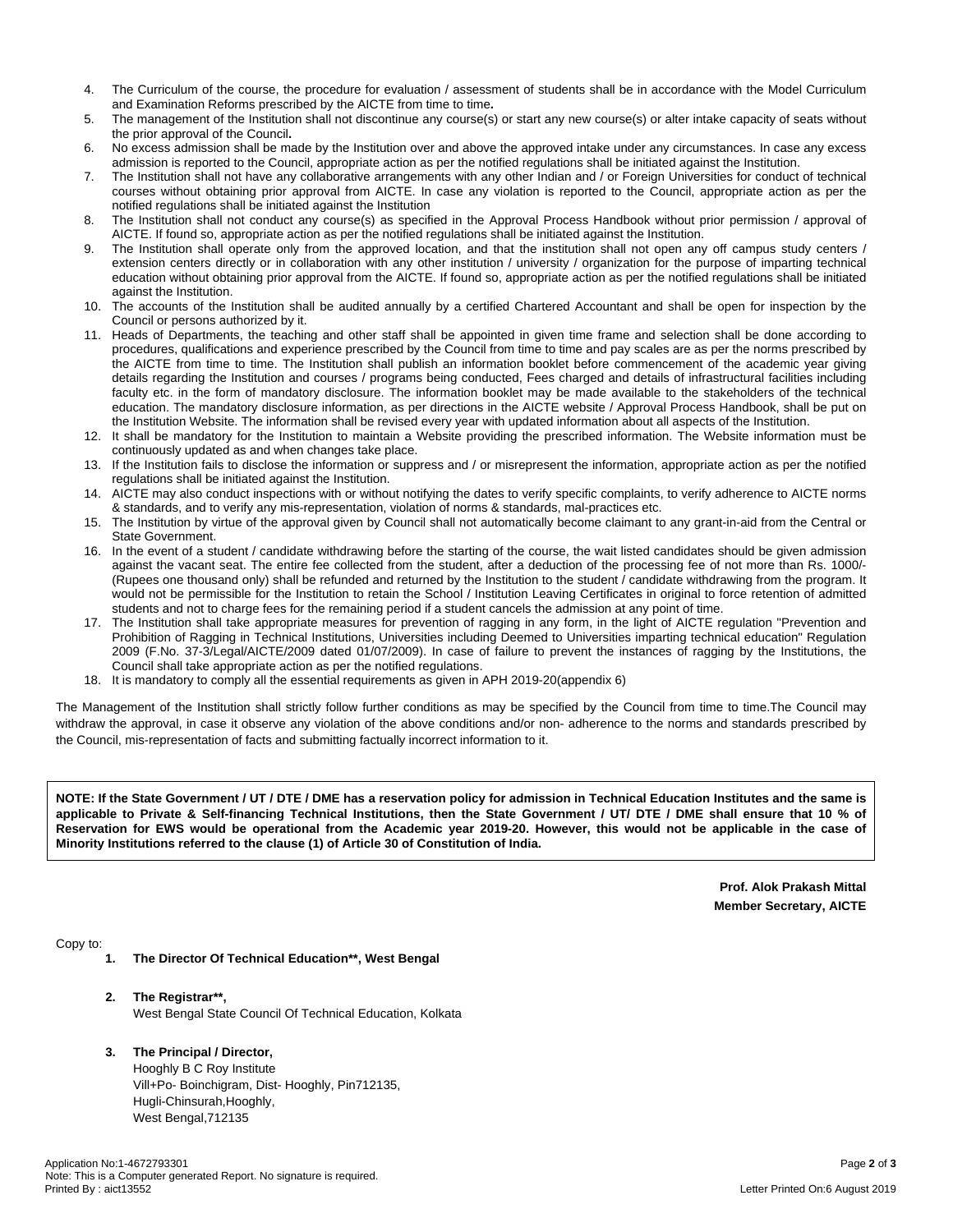4. The Curriculum of the course, the procedure for evaluation / assessment of students shall be in accordance with the Model Curriculum and Examination Reforms prescribed by the AICTE from time to time**.**
5. The management of the Institution shall not discontinue any course(s) or start any new course(s) or alter intake capacity of seats without the prior approval of the Council**.**
6. No excess admission shall be made by the Institution over and above the approved intake under any circumstances. In case any excess admission is reported to the Council, appropriate action as per the notified regulations shall be initiated against the Institution.
7. The Institution shall not have any collaborative arrangements with any other Indian and / or Foreign Universities for conduct of technical courses without obtaining prior approval from AICTE. In case any violation is reported to the Council, appropriate action as per the notified regulations shall be initiated against the Institution
8. The Institution shall not conduct any course(s) as specified in the Approval Process Handbook without prior permission / approval of AICTE. If found so, appropriate action as per the notified regulations shall be initiated against the Institution.
9. The Institution shall operate only from the approved location, and that the institution shall not open any off campus study centers / extension centers directly or in collaboration with any other institution / university / organization for the purpose of imparting technical education without obtaining prior approval from the AICTE. If found so, appropriate action as per the notified regulations shall be initiated against the Institution.
10. The accounts of the Institution shall be audited annually by a certified Chartered Accountant and shall be open for inspection by the Council or persons authorized by it.
11. Heads of Departments, the teaching and other staff shall be appointed in given time frame and selection shall be done according to procedures, qualifications and experience prescribed by the Council from time to time and pay scales are as per the norms prescribed by the AICTE from time to time. The Institution shall publish an information booklet before commencement of the academic year giving details regarding the Institution and courses / programs being conducted, Fees charged and details of infrastructural facilities including faculty etc. in the form of mandatory disclosure. The information booklet may be made available to the stakeholders of the technical education. The mandatory disclosure information, as per directions in the AICTE website / Approval Process Handbook, shall be put on the Institution Website. The information shall be revised every year with updated information about all aspects of the Institution.
12. It shall be mandatory for the Institution to maintain a Website providing the prescribed information. The Website information must be continuously updated as and when changes take place.
13. If the Institution fails to disclose the information or suppress and / or misrepresent the information, appropriate action as per the notified regulations shall be initiated against the Institution.
14. AICTE may also conduct inspections with or without notifying the dates to verify specific complaints, to verify adherence to AICTE norms & standards, and to verify any mis-representation, violation of norms & standards, mal-practices etc.
15. The Institution by virtue of the approval given by Council shall not automatically become claimant to any grant-in-aid from the Central or State Government.
16. In the event of a student / candidate withdrawing before the starting of the course, the wait listed candidates should be given admission against the vacant seat. The entire fee collected from the student, after a deduction of the processing fee of not more than Rs. 1000/- (Rupees one thousand only) shall be refunded and returned by the Institution to the student / candidate withdrawing from the program. It would not be permissible for the Institution to retain the School / Institution Leaving Certificates in original to force retention of admitted students and not to charge fees for the remaining period if a student cancels the admission at any point of time.
17. The Institution shall take appropriate measures for prevention of ragging in any form, in the light of AICTE regulation "Prevention and Prohibition of Ragging in Technical Institutions, Universities including Deemed to Universities imparting technical education" Regulation 2009 (F.No. 37-3/Legal/AICTE/2009 dated 01/07/2009). In case of failure to prevent the instances of ragging by the Institutions, the Council shall take appropriate action as per the notified regulations.
18. It is mandatory to comply all the essential requirements as given in APH 2019-20(appendix 6)

The Management of the Institution shall strictly follow further conditions as may be specified by the Council from time to time.The Council may withdraw the approval, in case it observe any violation of the above conditions and/or non- adherence to the norms and standards prescribed by the Council, mis-representation of facts and submitting factually incorrect information to it.

**NOTE: If the State Government / UT / DTE / DME has a reservation policy for admission in Technical Education Institutes and the same is applicable to Private & Self-financing Technical Institutions, then the State Government / UT/ DTE / DME shall ensure that 10 % of Reservation for EWS would be operational from the Academic year 2019-20. However, this would not be applicable in the case of Minority Institutions referred to the clause (1) of Article 30 of Constitution of India.**

**Prof. Alok Prakash Mittal**
**Member Secretary, AICTE**

Copy to:

1. **The Director Of Technical Education\*\*, West Bengal**

2. **The Registrar\*\*,**
   West Bengal State Council Of Technical Education, Kolkata

3. **The Principal / Director,**
   Hooghly B C Roy Institute
   Vill+Po- Boinchigram, Dist- Hooghly, Pin712135,
   Hugli-Chinsurah,Hooghly,
   West Bengal,712135

Application No:1-4672793301
Note: This is a Computer generated Report. No signature is required.
Printed By : aict13552
Letter Printed On:6 August 2019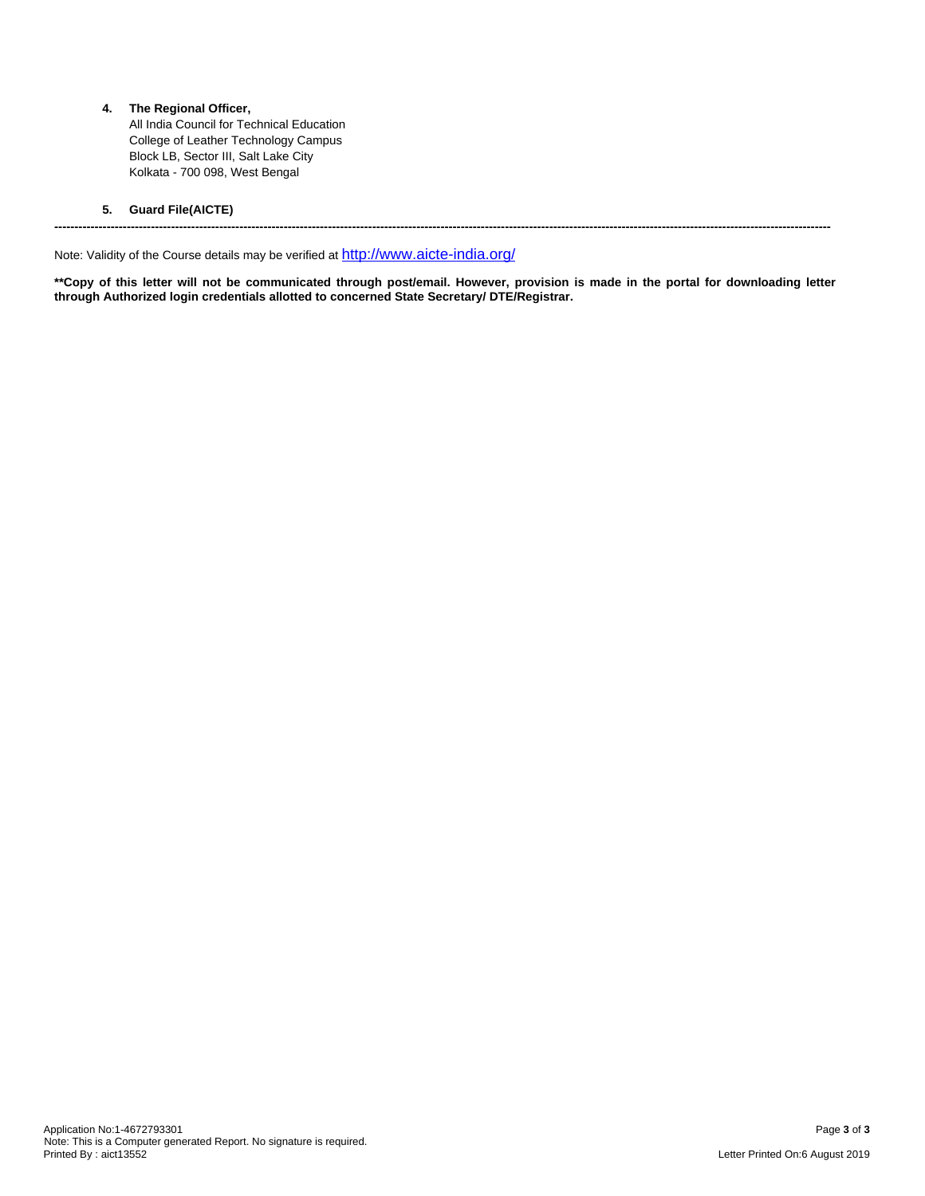4. **The Regional Officer,**
   All India Council for Technical Education
   College of Leather Technology Campus
   Block LB, Sector III, Salt Lake City
   Kolkata - 700 098, West Bengal

5. **Guard File(AICTE)**

---

Note: Validity of the Course details may be verified at http://www.aicte-india.org/

****Copy of this letter will not be communicated through post/email. However, provision is made in the portal for downloading letter through Authorized login credentials allotted to concerned State Secretary/ DTE/Registrar.**

Application No:1-4672793301
Note: This is a Computer generated Report. No signature is required.
Printed By : aict13552

Letter Printed On:6 August 2019